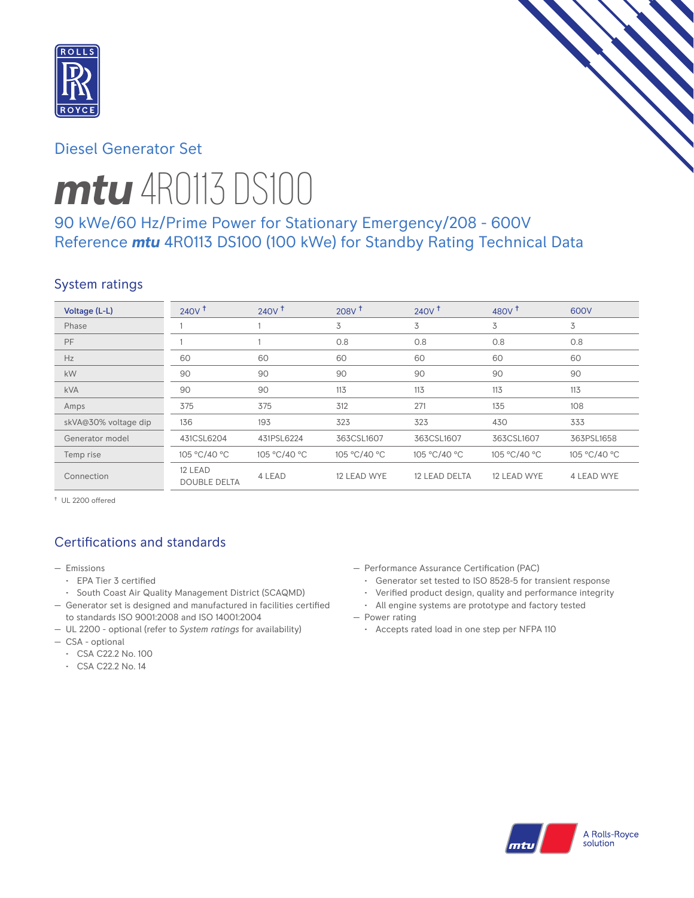Diesel Generator Set

# mtu 4R0113 DS100

## 90 kWe/60 Hz/Prime Power for Stationary Emergency/208 - 600V
## Reference mtu 4R0113 DS100 (100 kWe) for Standby Rating Technical Data

## System ratings

| Voltage (L-L) | 240V † | 240V † | 208V † | 240V † | 480V † | 600V |
|---|---|---|---|---|---|---|
| Phase | 1 | 1 | 3 | 3 | 3 | 3 |
| PF | 1 | 1 | 0.8 | 0.8 | 0.8 | 0.8 |
| Hz | 60 | 60 | 60 | 60 | 60 | 60 |
| kW | 90 | 90 | 90 | 90 | 90 | 90 |
| kVA | 90 | 90 | 113 | 113 | 113 | 113 |
| Amps | 375 | 375 | 312 | 271 | 135 | 108 |
| skVA@30% voltage dip | 136 | 193 | 323 | 323 | 430 | 333 |
| Generator model | 431CSL6204 | 431PSL6224 | 363CSL1607 | 363CSL1607 | 363CSL1607 | 363PSL1658 |
| Temp rise | 105 °C/40 °C | 105 °C/40 °C | 105 °C/40 °C | 105 °C/40 °C | 105 °C/40 °C | 105 °C/40 °C |
| Connection | 12 LEAD DOUBLE DELTA | 4 LEAD | 12 LEAD WYE | 12 LEAD DELTA | 12 LEAD WYE | 4 LEAD WYE |

† UL 2200 offered

## Certifications and standards

- Emissions
  - EPA Tier 3 certified
  - South Coast Air Quality Management District (SCAQMD)
- Generator set is designed and manufactured in facilities certified to standards ISO 9001:2008 and ISO 14001:2004
- UL 2200 - optional (refer to *System ratings* for availability)
- CSA - optional
  - CSA C22.2 No. 100
  - CSA C22.2 No. 14
- Performance Assurance Certification (PAC)
  - Generator set tested to ISO 8528-5 for transient response
  - Verified product design, quality and performance integrity
  - All engine systems are prototype and factory tested
- Power rating
  - Accepts rated load in one step per NFPA 110

A Rolls-Royce solution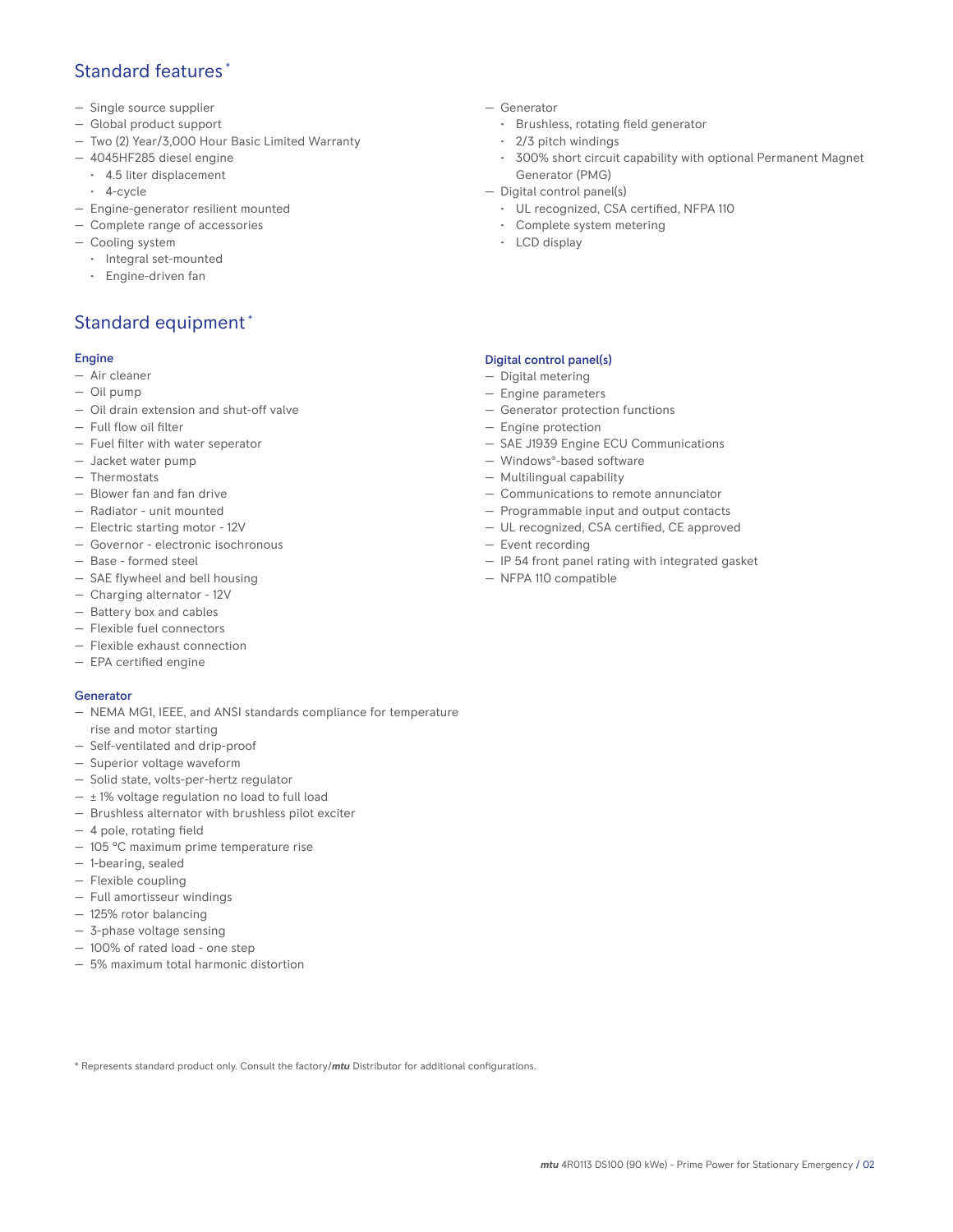## Standard features *

- Single source supplier
- Global product support
- Two (2) Year/3,000 Hour Basic Limited Warranty
- 4045HF285 diesel engine
  - 4.5 liter displacement
  - 4-cycle
- Engine-generator resilient mounted
- Complete range of accessories
- Cooling system
  - Integral set-mounted
  - Engine-driven fan
- Generator
  - Brushless, rotating field generator
  - 2/3 pitch windings
  - 300% short circuit capability with optional Permanent Magnet Generator (PMG)
- Digital control panel(s)
  - UL recognized, CSA certified, NFPA 110
  - Complete system metering
  - LCD display

## Standard equipment *

### Engine

- Air cleaner
- Oil pump
- Oil drain extension and shut-off valve
- Full flow oil filter
- Fuel filter with water seperator
- Jacket water pump
- Thermostats
- Blower fan and fan drive
- Radiator - unit mounted
- Electric starting motor - 12V
- Governor - electronic isochronous
- Base - formed steel
- SAE flywheel and bell housing
- Charging alternator - 12V
- Battery box and cables
- Flexible fuel connectors
- Flexible exhaust connection
- EPA certified engine

### Generator

- NEMA MG1, IEEE, and ANSI standards compliance for temperature rise and motor starting
- Self-ventilated and drip-proof
- Superior voltage waveform
- Solid state, volts-per-hertz regulator
- ± 1% voltage regulation no load to full load
- Brushless alternator with brushless pilot exciter
- 4 pole, rotating field
- 105 °C maximum prime temperature rise
- 1-bearing, sealed
- Flexible coupling
- Full amortisseur windings
- 125% rotor balancing
- 3-phase voltage sensing
- 100% of rated load - one step
- 5% maximum total harmonic distortion

### Digital control panel(s)

- Digital metering
- Engine parameters
- Generator protection functions
- Engine protection
- SAE J1939 Engine ECU Communications
- Windows®-based software
- Multilingual capability
- Communications to remote annunciator
- Programmable input and output contacts
- UL recognized, CSA certified, CE approved
- Event recording
- IP 54 front panel rating with integrated gasket
- NFPA 110 compatible

* Represents standard product only. Consult the factory/***mtu*** Distributor for additional configurations.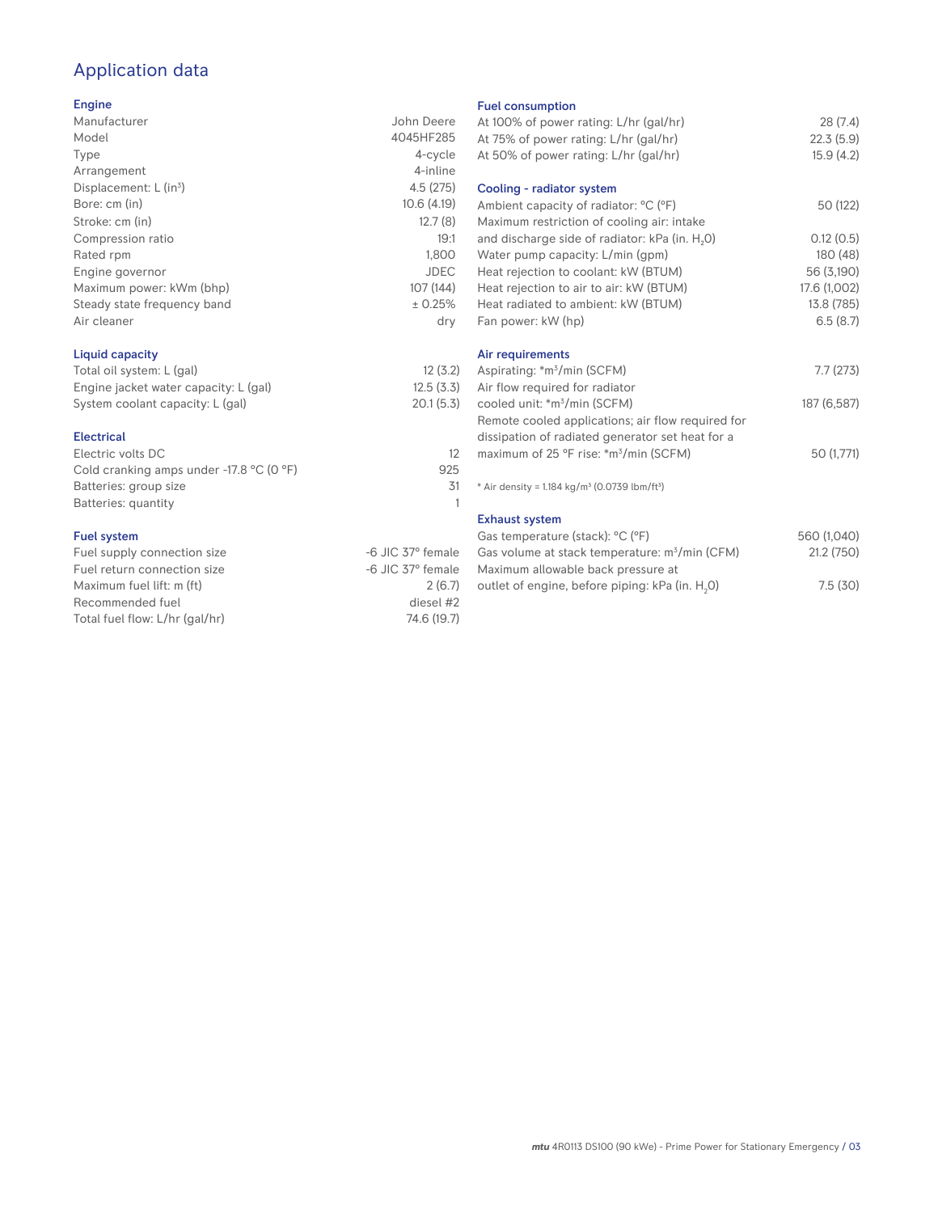# Application data

## Engine

| | |
|---|---|
| Manufacturer | John Deere |
| Model | 4045HF285 |
| Type | 4-cycle |
| Arrangement | 4-inline |
| Displacement: L ($in^3$) | 4.5 (275) |
| Bore: cm (in) | 10.6 (4.19) |
| Stroke: cm (in) | 12.7 (8) |
| Compression ratio | 19:1 |
| Rated rpm | 1,800 |
| Engine governor | JDEC |
| Maximum power: kWm (bhp) | 107 (144) |
| Steady state frequency band | ± 0.25% |
| Air cleaner | dry |

## Liquid capacity

| | |
|---|---|
| Total oil system: L (gal) | 12 (3.2) |
| Engine jacket water capacity: L (gal) | 12.5 (3.3) |
| System coolant capacity: L (gal) | 20.1 (5.3) |

## Electrical

| | |
|---|---|
| Electric volts DC | 12 |
| Cold cranking amps under -17.8 °C (0 °F) | 925 |
| Batteries: group size | 31 |
| Batteries: quantity | 1 |

## Fuel system

| | |
|---|---|
| Fuel supply connection size | -6 JIC 37° female |
| Fuel return connection size | -6 JIC 37° female |
| Maximum fuel lift: m (ft) | 2 (6.7) |
| Recommended fuel | diesel #2 |
| Total fuel flow: L/hr (gal/hr) | 74.6 (19.7) |

## Fuel consumption

| | |
|---|---|
| At 100% of power rating: L/hr (gal/hr) | 28 (7.4) |
| At 75% of power rating: L/hr (gal/hr) | 22.3 (5.9) |
| At 50% of power rating: L/hr (gal/hr) | 15.9 (4.2) |

## Cooling - radiator system

| | |
|---|---|
| Ambient capacity of radiator: °C (°F) | 50 (122) |
| Maximum restriction of cooling air: intake and discharge side of radiator: kPa (in. $H_2O$) | 0.12 (0.5) |
| Water pump capacity: L/min (gpm) | 180 (48) |
| Heat rejection to coolant: kW (BTUM) | 56 (3,190) |
| Heat rejection to air to air: kW (BTUM) | 17.6 (1,002) |
| Heat radiated to ambient: kW (BTUM) | 13.8 (785) |
| Fan power: kW (hp) | 6.5 (8.7) |

## Air requirements

| | |
|---|---|
| Aspirating: *$m^3$/min (SCFM) | 7.7 (273) |
| Air flow required for radiator cooled unit: *$m^3$/min (SCFM) | 187 (6,587) |
| Remote cooled applications; air flow required for dissipation of radiated generator set heat for a maximum of 25 °F rise: *$m^3$/min (SCFM) | 50 (1,771) |

* Air density = 1.184 kg/$m^3$ (0.0739 lbm/$ft^3$)

## Exhaust system

| | |
|---|---|
| Gas temperature (stack): °C (°F) | 560 (1,040) |
| Gas volume at stack temperature: $m^3$/min (CFM) | 21.2 (750) |
| Maximum allowable back pressure at outlet of engine, before piping: kPa (in. $H_2O$) | 7.5 (30) |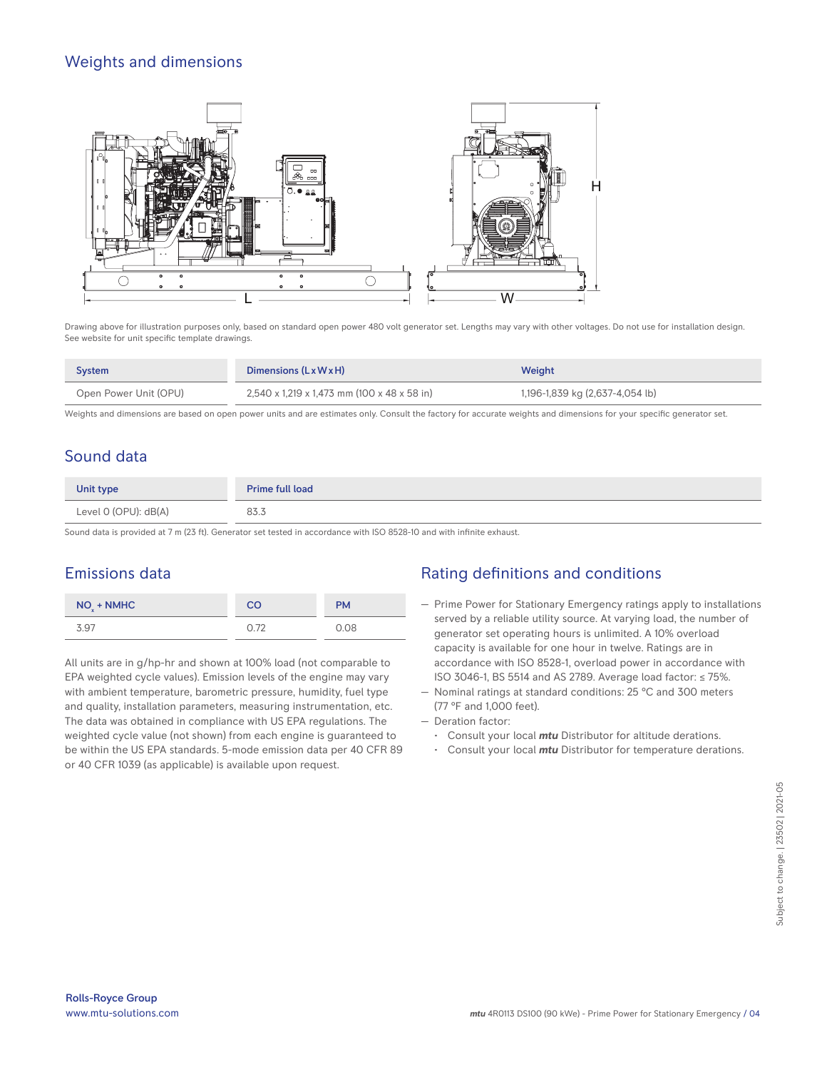## Weights and dimensions

L

W

H

Drawing above for illustration purposes only, based on standard open power 480 volt generator set. Lengths may vary with other voltages. Do not use for installation design. See website for unit specific template drawings.

| System | Dimensions (L x W x H) | Weight |
|---|---|---|
| Open Power Unit (OPU) | 2,540 x 1,219 x 1,473 mm (100 x 48 x 58 in) | 1,196-1,839 kg (2,637-4,054 lb) |

Weights and dimensions are based on open power units and are estimates only. Consult the factory for accurate weights and dimensions for your specific generator set.

## Sound data

| Unit type | Prime full load |
|---|---|
| Level 0 (OPU): dB(A) | 83.3 |

Sound data is provided at 7 m (23 ft). Generator set tested in accordance with ISO 8528-10 and with infinite exhaust.

## Emissions data

| $NO_x$ + NMHC | CO | PM |
|---|---|---|
| 3.97 | 0.72 | 0.08 |

All units are in g/hp-hr and shown at 100% load (not comparable to EPA weighted cycle values). Emission levels of the engine may vary with ambient temperature, barometric pressure, humidity, fuel type and quality, installation parameters, measuring instrumentation, etc. The data was obtained in compliance with US EPA regulations. The weighted cycle value (not shown) from each engine is guaranteed to be within the US EPA standards. 5-mode emission data per 40 CFR 89 or 40 CFR 1039 (as applicable) is available upon request.

## Rating definitions and conditions

- Prime Power for Stationary Emergency ratings apply to installations served by a reliable utility source. At varying load, the number of generator set operating hours is unlimited. A 10% overload capacity is available for one hour in twelve. Ratings are in accordance with ISO 8528-1, overload power in accordance with ISO 3046-1, BS 5514 and AS 2789. Average load factor: ≤ 75%.
- Nominal ratings at standard conditions: 25 °C and 300 meters (77 °F and 1,000 feet).
- Deration factor:
  - Consult your local ***mtu*** Distributor for altitude derations.
  - Consult your local ***mtu*** Distributor for temperature derations.

Subject to change. | 23502 | 2021-05

**Rolls-Royce Group**
www.mtu-solutions.com